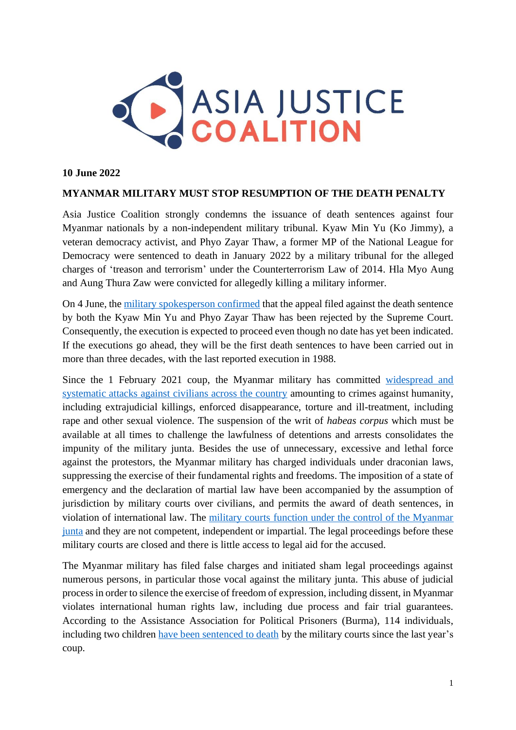**ASIA JUSTICE COALITION**

**10 June 2022**

## MYANMAR MILITARY MUST STOP RESUMPTION OF THE DEATH PENALTY

Asia Justice Coalition strongly condemns the issuance of death sentences against four Myanmar nationals by a non-independent military tribunal. Kyaw Min Yu (Ko Jimmy), a veteran democracy activist, and Phyo Zayar Thaw, a former MP of the National League for Democracy were sentenced to death in January 2022 by a military tribunal for the alleged charges of 'treason and terrorism' under the Counterterrorism Law of 2014. Hla Myo Aung and Aung Thura Zaw were convicted for allegedly killing a military informer.

On 4 June, the military spokesperson confirmed that the appeal filed against the death sentence by both the Kyaw Min Yu and Phyo Zayar Thaw has been rejected by the Supreme Court. Consequently, the execution is expected to proceed even though no date has yet been indicated. If the executions go ahead, they will be the first death sentences to have been carried out in more than three decades, with the last reported execution in 1988.

Since the 1 February 2021 coup, the Myanmar military has committed widespread and systematic attacks against civilians across the country amounting to crimes against humanity, including extrajudicial killings, enforced disappearance, torture and ill-treatment, including rape and other sexual violence. The suspension of the writ of *habeas corpus* which must be available at all times to challenge the lawfulness of detentions and arrests consolidates the impunity of the military junta. Besides the use of unnecessary, excessive and lethal force against the protestors, the Myanmar military has charged individuals under draconian laws, suppressing the exercise of their fundamental rights and freedoms. The imposition of a state of emergency and the declaration of martial law have been accompanied by the assumption of jurisdiction by military courts over civilians, and permits the award of death sentences, in violation of international law. The military courts function under the control of the Myanmar junta and they are not competent, independent or impartial. The legal proceedings before these military courts are closed and there is little access to legal aid for the accused.

The Myanmar military has filed false charges and initiated sham legal proceedings against numerous persons, in particular those vocal against the military junta. This abuse of judicial process in order to silence the exercise of freedom of expression, including dissent, in Myanmar violates international human rights law, including due process and fair trial guarantees. According to the Assistance Association for Political Prisoners (Burma), 114 individuals, including two children have been sentenced to death by the military courts since the last year's coup.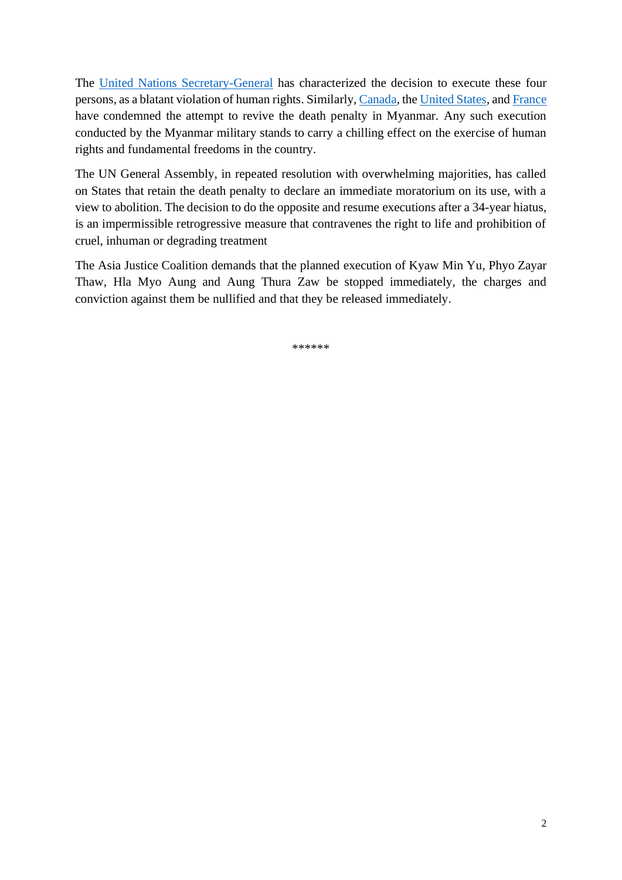The [United Nations Secretary-General] has characterized the decision to execute these four persons, as a blatant violation of human rights. Similarly, [Canada], the [United States], and [France] have condemned the attempt to revive the death penalty in Myanmar. Any such execution conducted by the Myanmar military stands to carry a chilling effect on the exercise of human rights and fundamental freedoms in the country.

The UN General Assembly, in repeated resolution with overwhelming majorities, has called on States that retain the death penalty to declare an immediate moratorium on its use, with a view to abolition. The decision to do the opposite and resume executions after a 34-year hiatus, is an impermissible retrogressive measure that contravenes the right to life and prohibition of cruel, inhuman or degrading treatment

The Asia Justice Coalition demands that the planned execution of Kyaw Min Yu, Phyo Zayar Thaw, Hla Myo Aung and Aung Thura Zaw be stopped immediately, the charges and conviction against them be nullified and that they be released immediately.

******